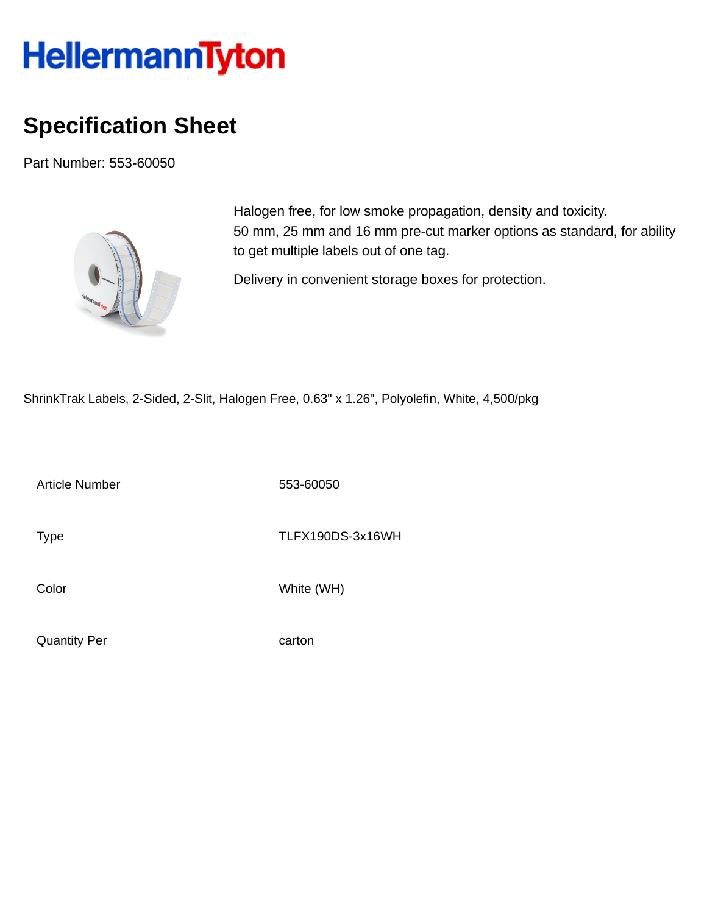# HellermannTyton

## Specification Sheet

Part Number: 553-60050

Halogen free, for low smoke propagation, density and toxicity.
50 mm, 25 mm and 16 mm pre-cut marker options as standard, for ability to get multiple labels out of one tag.

Delivery in convenient storage boxes for protection.

ShrinkTrak Labels, 2-Sided, 2-Slit, Halogen Free, 0.63" x 1.26", Polyolefin, White, 4,500/pkg

| | |
|---|---|
| Article Number | 553-60050 |
| Type | TLFX190DS-3x16WH |
| Color | White (WH) |
| Quantity Per | carton |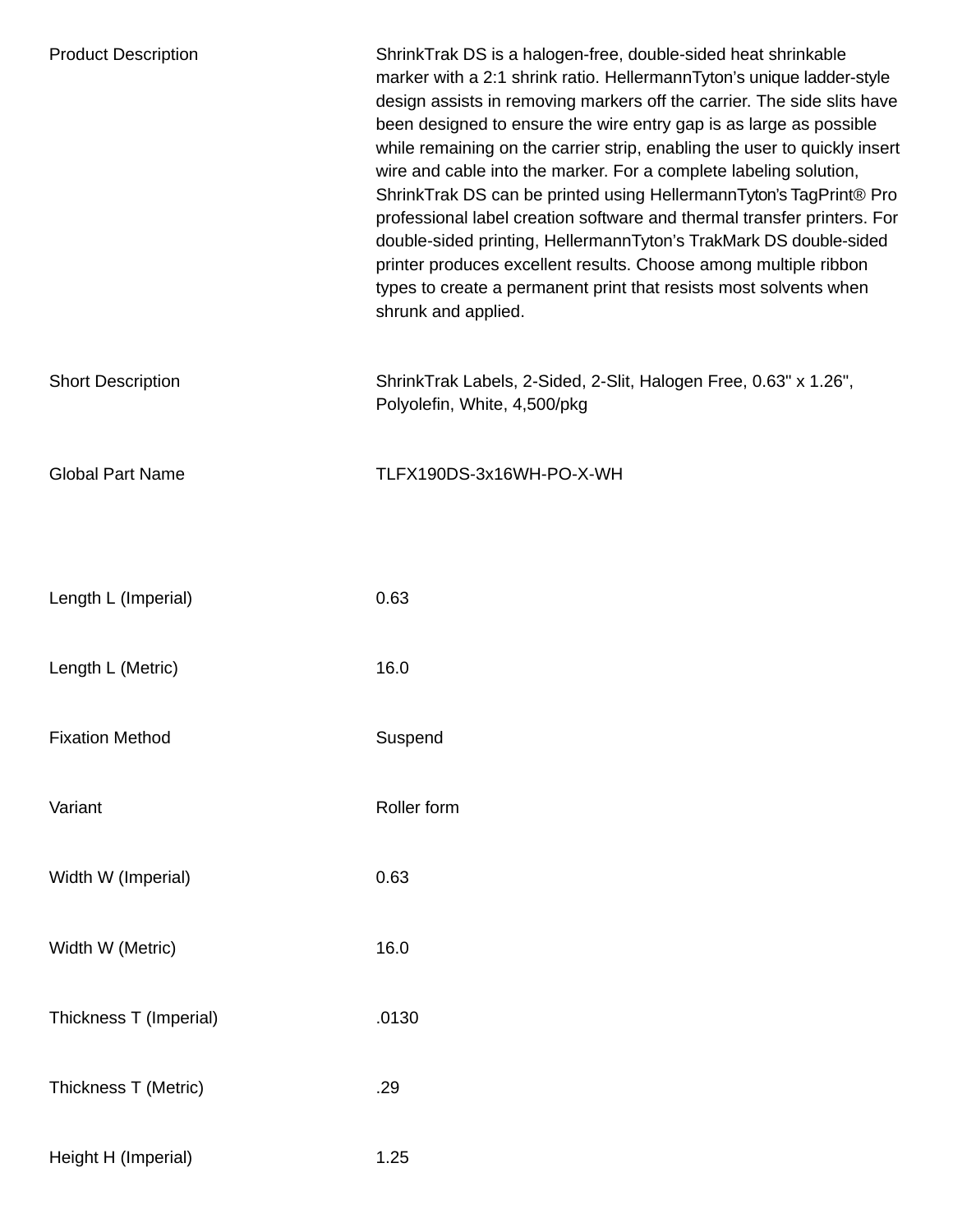| | |
|---|---|
| Product Description | ShrinkTrak DS is a halogen-free, double-sided heat shrinkable marker with a 2:1 shrink ratio. HellermannTyton's unique ladder-style design assists in removing markers off the carrier. The side slits have been designed to ensure the wire entry gap is as large as possible while remaining on the carrier strip, enabling the user to quickly insert wire and cable into the marker. For a complete labeling solution, ShrinkTrak DS can be printed using HellermannTyton's TagPrint® Pro professional label creation software and thermal transfer printers. For double-sided printing, HellermannTyton's TrakMark DS double-sided printer produces excellent results. Choose among multiple ribbon types to create a permanent print that resists most solvents when shrunk and applied. |
| Short Description | ShrinkTrak Labels, 2-Sided, 2-Slit, Halogen Free, 0.63" x 1.26", Polyolefin, White, 4,500/pkg |
| Global Part Name | TLFX190DS-3x16WH-PO-X-WH |
| Length L (Imperial) | 0.63 |
| Length L (Metric) | 16.0 |
| Fixation Method | Suspend |
| Variant | Roller form |
| Width W (Imperial) | 0.63 |
| Width W (Metric) | 16.0 |
| Thickness T (Imperial) | .0130 |
| Thickness T (Metric) | .29 |
| Height H (Imperial) | 1.25 |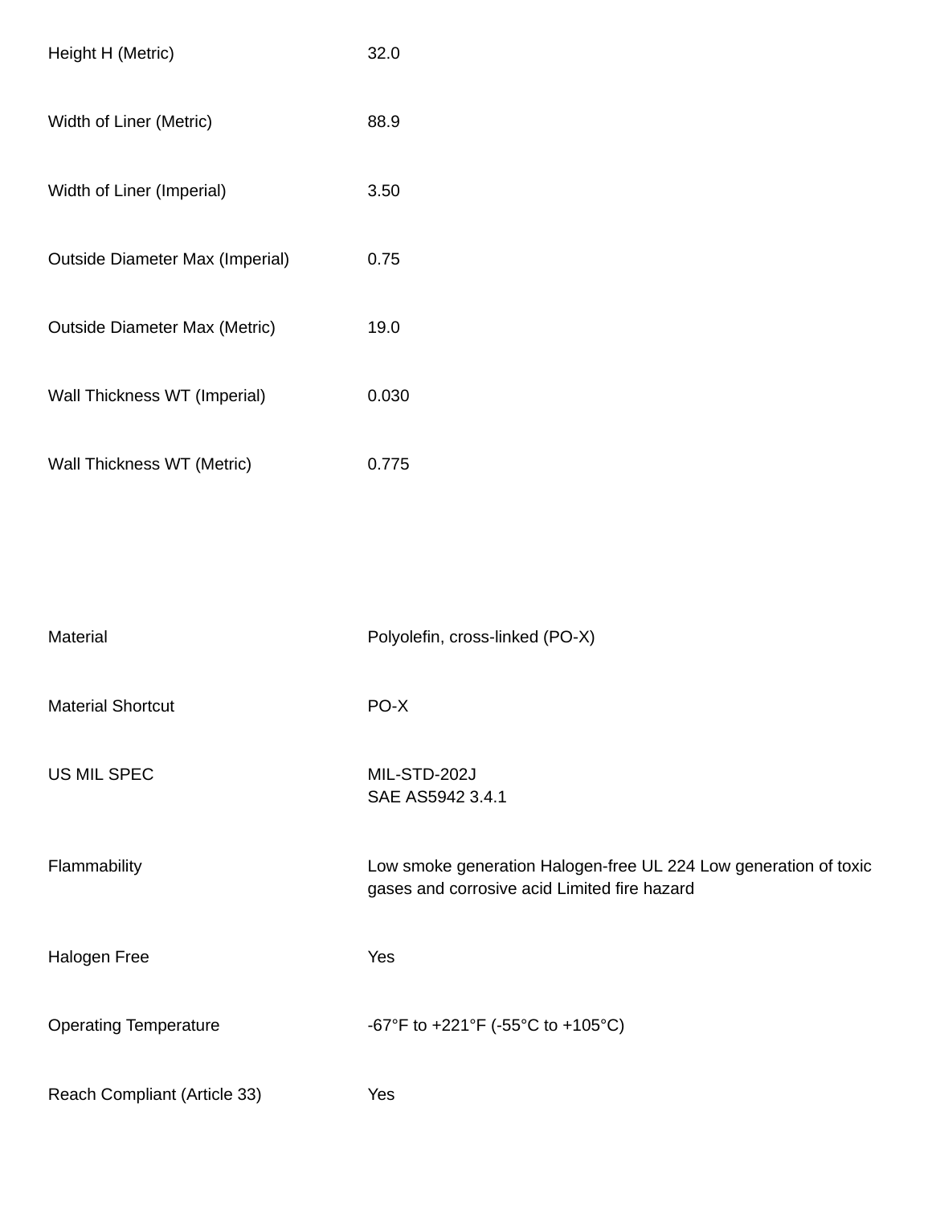| | |
|---|---|
| Height H (Metric) | 32.0 |
| Width of Liner (Metric) | 88.9 |
| Width of Liner (Imperial) | 3.50 |
| Outside Diameter Max (Imperial) | 0.75 |
| Outside Diameter Max (Metric) | 19.0 |
| Wall Thickness WT (Imperial) | 0.030 |
| Wall Thickness WT (Metric) | 0.775 |

| | |
|---|---|
| Material | Polyolefin, cross-linked (PO-X) |
| Material Shortcut | PO-X |
| US MIL SPEC | MIL-STD-202J<br>SAE AS5942 3.4.1 |
| Flammability | Low smoke generation Halogen-free UL 224 Low generation of toxic gases and corrosive acid Limited fire hazard |
| Halogen Free | Yes |
| Operating Temperature | -67°F to +221°F (-55°C to +105°C) |
| Reach Compliant (Article 33) | Yes |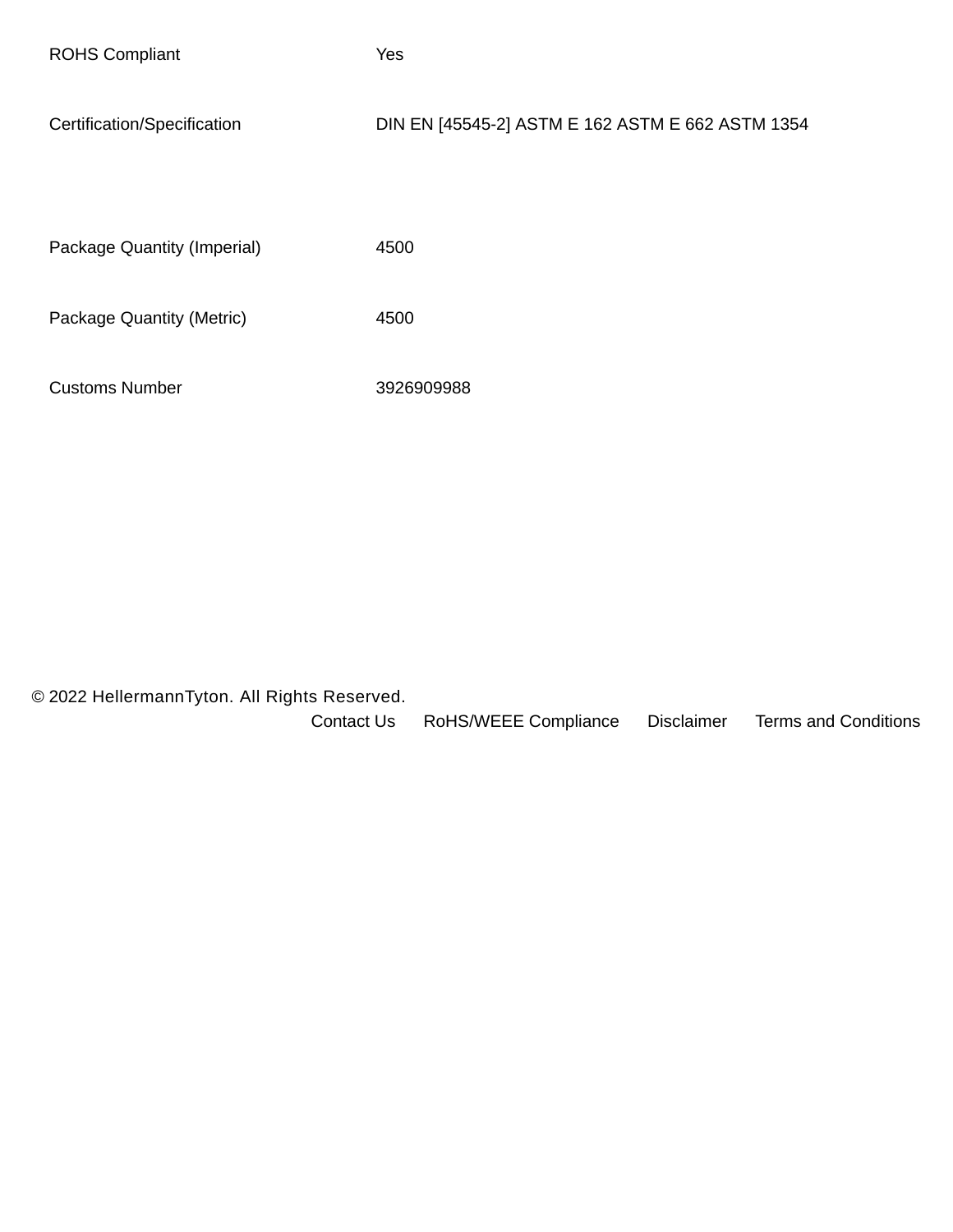| | |
|---|---|
| ROHS Compliant | Yes |
| Certification/Specification | DIN EN [45545-2] ASTM E 162 ASTM E 662 ASTM 1354 |
| Package Quantity (Imperial) | 4500 |
| Package Quantity (Metric) | 4500 |
| Customs Number | 3926909988 |

© 2022 HellermannTyton. All Rights Reserved.

Contact Us RoHS/WEEE Compliance Disclaimer Terms and Conditions